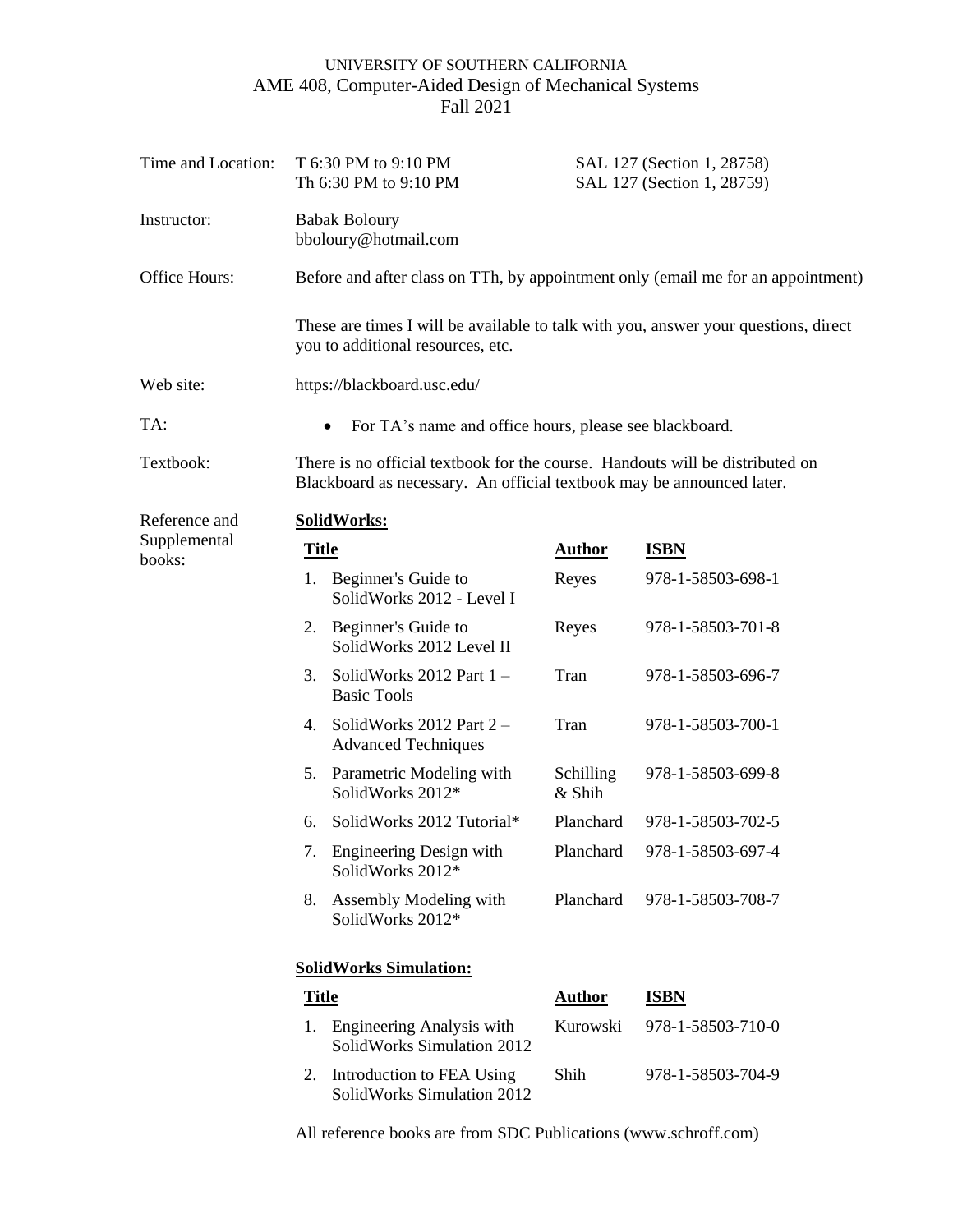UNIVERSITY OF SOUTHERN CALIFORNIA

# AME 408, Computer-Aided Design of Mechanical Systems

Fall 2021

**Time and Location:**
T 6:30 PM to 9:10 PM — SAL 127 (Section 1, 28758)
Th 6:30 PM to 9:10 PM — SAL 127 (Section 1, 28759)

**Instructor:** Babak Boloury
bboloury@hotmail.com

**Office Hours:** Before and after class on TTh, by appointment only (email me for an appointment)

These are times I will be available to talk with you, answer your questions, direct you to additional resources, etc.

**Web site:** https://blackboard.usc.edu/

**TA:**

- For TA's name and office hours, please see blackboard.

**Textbook:** There is no official textbook for the course. Handouts will be distributed on Blackboard as necessary. An official textbook may be announced later.

**Reference and Supplemental books:**

**SolidWorks:**

| Title | Author | ISBN |
|---|---|---|
| 1. Beginner's Guide to SolidWorks 2012 - Level I | Reyes | 978-1-58503-698-1 |
| 2. Beginner's Guide to SolidWorks 2012 Level II | Reyes | 978-1-58503-701-8 |
| 3. SolidWorks 2012 Part 1 – Basic Tools | Tran | 978-1-58503-696-7 |
| 4. SolidWorks 2012 Part 2 – Advanced Techniques | Tran | 978-1-58503-700-1 |
| 5. Parametric Modeling with SolidWorks 2012* | Schilling & Shih | 978-1-58503-699-8 |
| 6. SolidWorks 2012 Tutorial* | Planchard | 978-1-58503-702-5 |
| 7. Engineering Design with SolidWorks 2012* | Planchard | 978-1-58503-697-4 |
| 8. Assembly Modeling with SolidWorks 2012* | Planchard | 978-1-58503-708-7 |

**SolidWorks Simulation:**

| Title | Author | ISBN |
|---|---|---|
| 1. Engineering Analysis with SolidWorks Simulation 2012 | Kurowski | 978-1-58503-710-0 |
| 2. Introduction to FEA Using SolidWorks Simulation 2012 | Shih | 978-1-58503-704-9 |

All reference books are from SDC Publications (www.schroff.com)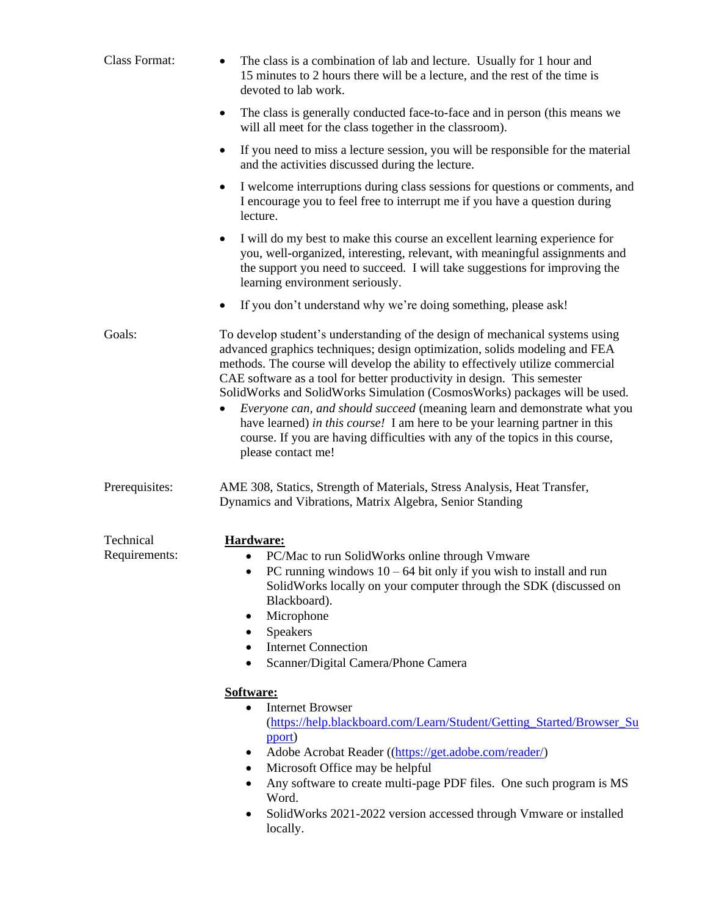**Class Format:**

- The class is a combination of lab and lecture. Usually for 1 hour and 15 minutes to 2 hours there will be a lecture, and the rest of the time is devoted to lab work.
- The class is generally conducted face-to-face and in person (this means we will all meet for the class together in the classroom).
- If you need to miss a lecture session, you will be responsible for the material and the activities discussed during the lecture.
- I welcome interruptions during class sessions for questions or comments, and I encourage you to feel free to interrupt me if you have a question during lecture.
- I will do my best to make this course an excellent learning experience for you, well-organized, interesting, relevant, with meaningful assignments and the support you need to succeed. I will take suggestions for improving the learning environment seriously.
- If you don't understand why we're doing something, please ask!

**Goals:**

To develop student's understanding of the design of mechanical systems using advanced graphics techniques; design optimization, solids modeling and FEA methods. The course will develop the ability to effectively utilize commercial CAE software as a tool for better productivity in design. This semester SolidWorks and SolidWorks Simulation (CosmosWorks) packages will be used.

- *Everyone can, and should succeed* (meaning learn and demonstrate what you have learned) *in this course!* I am here to be your learning partner in this course. If you are having difficulties with any of the topics in this course, please contact me!

**Prerequisites:**

AME 308, Statics, Strength of Materials, Stress Analysis, Heat Transfer, Dynamics and Vibrations, Matrix Algebra, Senior Standing

**Technical Requirements:**

**Hardware:**

- PC/Mac to run SolidWorks online through Vmware
- PC running windows 10 – 64 bit only if you wish to install and run SolidWorks locally on your computer through the SDK (discussed on Blackboard).
- Microphone
- Speakers
- Internet Connection
- Scanner/Digital Camera/Phone Camera

**Software:**

- Internet Browser (https://help.blackboard.com/Learn/Student/Getting_Started/Browser_Support)
- Adobe Acrobat Reader ((https://get.adobe.com/reader/)
- Microsoft Office may be helpful
- Any software to create multi-page PDF files. One such program is MS Word.
- SolidWorks 2021-2022 version accessed through Vmware or installed locally.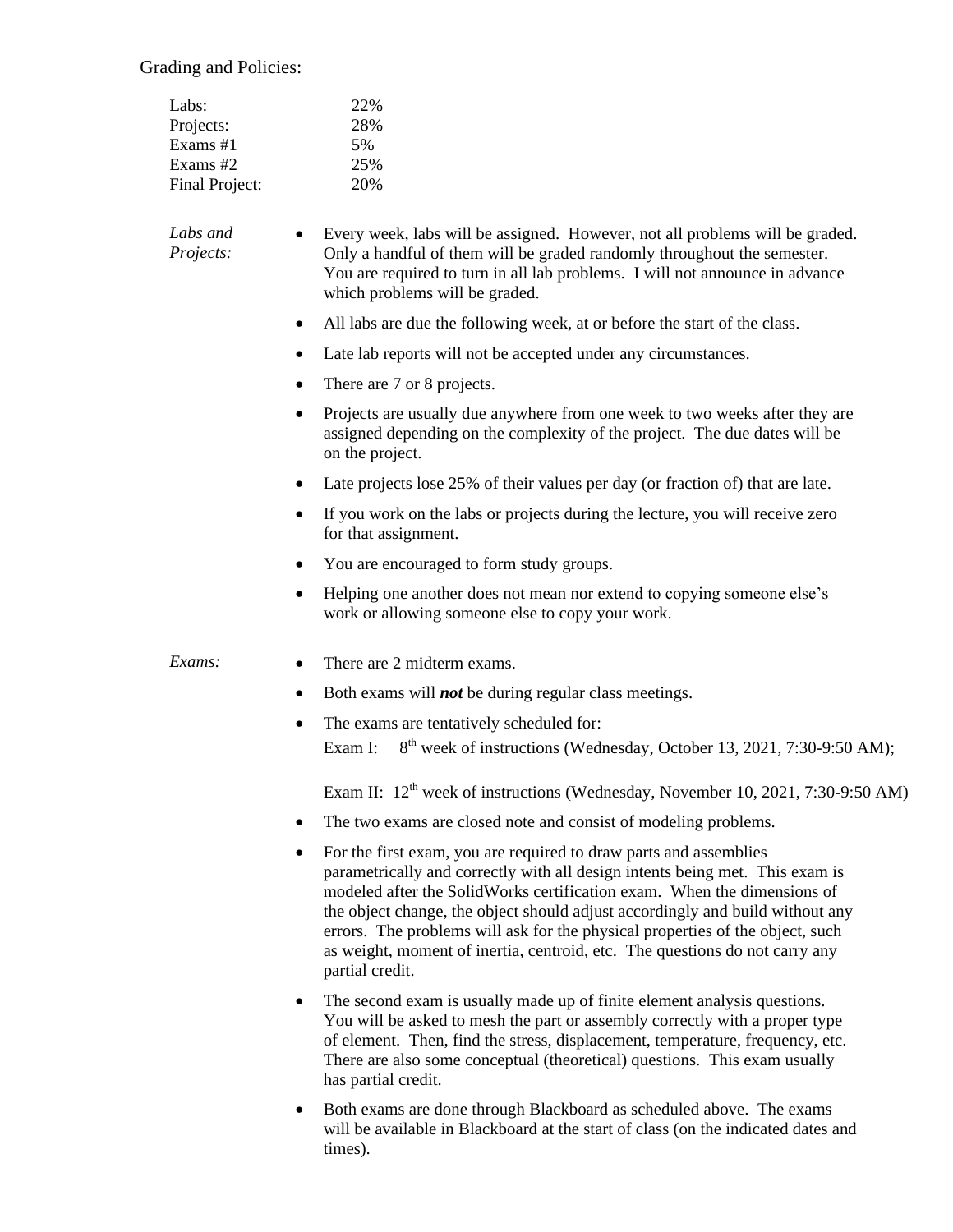## Grading and Policies:

| | |
|---|---|
| Labs: | 22% |
| Projects: | 28% |
| Exams #1 | 5% |
| Exams #2 | 25% |
| Final Project: | 20% |

*Labs and Projects:*

- Every week, labs will be assigned. However, not all problems will be graded. Only a handful of them will be graded randomly throughout the semester. You are required to turn in all lab problems. I will not announce in advance which problems will be graded.
- All labs are due the following week, at or before the start of the class.
- Late lab reports will not be accepted under any circumstances.
- There are 7 or 8 projects.
- Projects are usually due anywhere from one week to two weeks after they are assigned depending on the complexity of the project. The due dates will be on the project.
- Late projects lose 25% of their values per day (or fraction of) that are late.
- If you work on the labs or projects during the lecture, you will receive zero for that assignment.
- You are encouraged to form study groups.
- Helping one another does not mean nor extend to copying someone else's work or allowing someone else to copy your work.

*Exams:*

- There are 2 midterm exams.
- Both exams will ***not*** be during regular class meetings.
- The exams are tentatively scheduled for:
  Exam I: 8th week of instructions (Wednesday, October 13, 2021, 7:30-9:50 AM);

  Exam II: 12th week of instructions (Wednesday, November 10, 2021, 7:30-9:50 AM)
- The two exams are closed note and consist of modeling problems.
- For the first exam, you are required to draw parts and assemblies parametrically and correctly with all design intents being met. This exam is modeled after the SolidWorks certification exam. When the dimensions of the object change, the object should adjust accordingly and build without any errors. The problems will ask for the physical properties of the object, such as weight, moment of inertia, centroid, etc. The questions do not carry any partial credit.
- The second exam is usually made up of finite element analysis questions. You will be asked to mesh the part or assembly correctly with a proper type of element. Then, find the stress, displacement, temperature, frequency, etc. There are also some conceptual (theoretical) questions. This exam usually has partial credit.
- Both exams are done through Blackboard as scheduled above. The exams will be available in Blackboard at the start of class (on the indicated dates and times).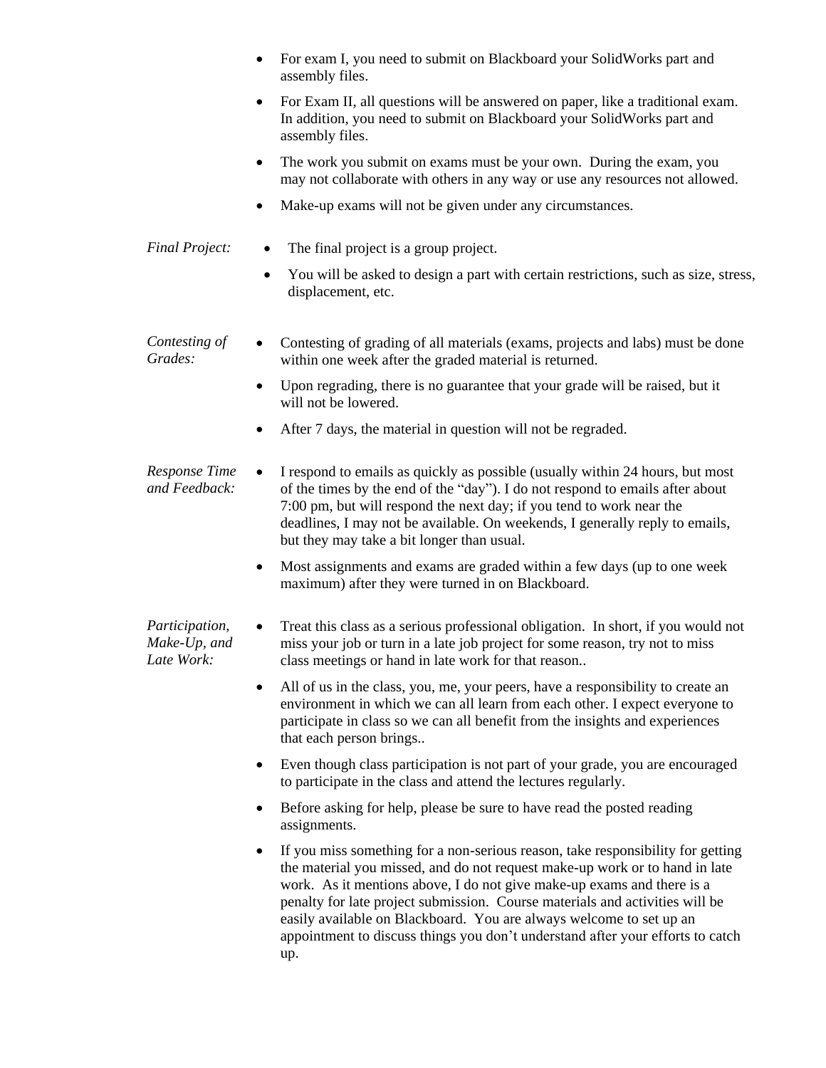- For exam I, you need to submit on Blackboard your SolidWorks part and assembly files.
- For Exam II, all questions will be answered on paper, like a traditional exam. In addition, you need to submit on Blackboard your SolidWorks part and assembly files.
- The work you submit on exams must be your own. During the exam, you may not collaborate with others in any way or use any resources not allowed.
- Make-up exams will not be given under any circumstances.

*Final Project:*

- The final project is a group project.
- You will be asked to design a part with certain restrictions, such as size, stress, displacement, etc.

*Contesting of Grades:*

- Contesting of grading of all materials (exams, projects and labs) must be done within one week after the graded material is returned.
- Upon regrading, there is no guarantee that your grade will be raised, but it will not be lowered.
- After 7 days, the material in question will not be regraded.

*Response Time and Feedback:*

- I respond to emails as quickly as possible (usually within 24 hours, but most of the times by the end of the "day"). I do not respond to emails after about 7:00 pm, but will respond the next day; if you tend to work near the deadlines, I may not be available. On weekends, I generally reply to emails, but they may take a bit longer than usual.
- Most assignments and exams are graded within a few days (up to one week maximum) after they were turned in on Blackboard.

*Participation, Make-Up, and Late Work:*

- Treat this class as a serious professional obligation. In short, if you would not miss your job or turn in a late job project for some reason, try not to miss class meetings or hand in late work for that reason..
- All of us in the class, you, me, your peers, have a responsibility to create an environment in which we can all learn from each other. I expect everyone to participate in class so we can all benefit from the insights and experiences that each person brings..
- Even though class participation is not part of your grade, you are encouraged to participate in the class and attend the lectures regularly.
- Before asking for help, please be sure to have read the posted reading assignments.
- If you miss something for a non-serious reason, take responsibility for getting the material you missed, and do not request make-up work or to hand in late work. As it mentions above, I do not give make-up exams and there is a penalty for late project submission. Course materials and activities will be easily available on Blackboard. You are always welcome to set up an appointment to discuss things you don't understand after your efforts to catch up.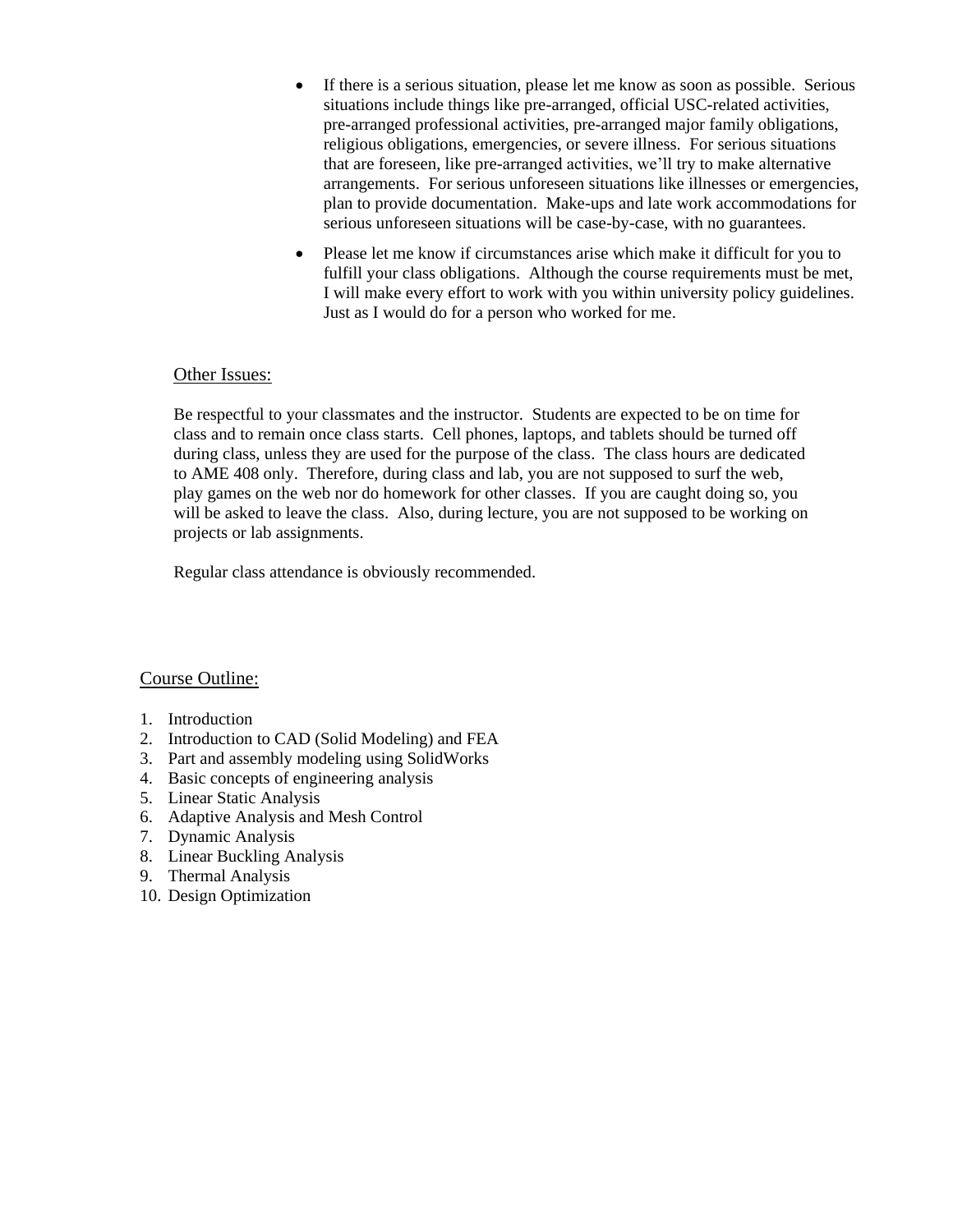- If there is a serious situation, please let me know as soon as possible. Serious situations include things like pre-arranged, official USC-related activities, pre-arranged professional activities, pre-arranged major family obligations, religious obligations, emergencies, or severe illness. For serious situations that are foreseen, like pre-arranged activities, we'll try to make alternative arrangements. For serious unforeseen situations like illnesses or emergencies, plan to provide documentation. Make-ups and late work accommodations for serious unforeseen situations will be case-by-case, with no guarantees.
- Please let me know if circumstances arise which make it difficult for you to fulfill your class obligations. Although the course requirements must be met, I will make every effort to work with you within university policy guidelines. Just as I would do for a person who worked for me.

<u>Other Issues:</u>

Be respectful to your classmates and the instructor. Students are expected to be on time for class and to remain once class starts. Cell phones, laptops, and tablets should be turned off during class, unless they are used for the purpose of the class. The class hours are dedicated to AME 408 only. Therefore, during class and lab, you are not supposed to surf the web, play games on the web nor do homework for other classes. If you are caught doing so, you will be asked to leave the class. Also, during lecture, you are not supposed to be working on projects or lab assignments.

Regular class attendance is obviously recommended.

<u>Course Outline:</u>

1. Introduction
2. Introduction to CAD (Solid Modeling) and FEA
3. Part and assembly modeling using SolidWorks
4. Basic concepts of engineering analysis
5. Linear Static Analysis
6. Adaptive Analysis and Mesh Control
7. Dynamic Analysis
8. Linear Buckling Analysis
9. Thermal Analysis
10. Design Optimization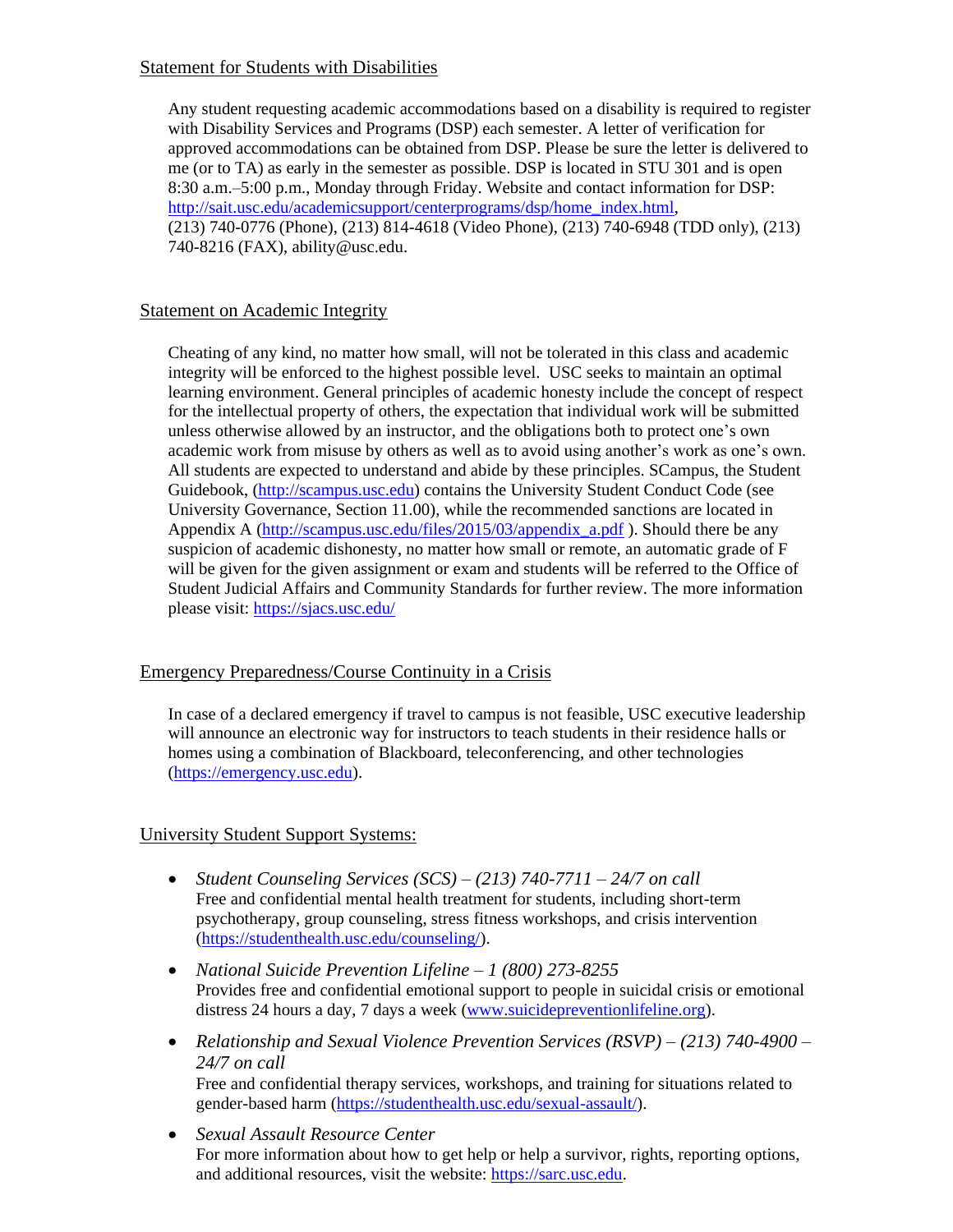## Statement for Students with Disabilities

Any student requesting academic accommodations based on a disability is required to register with Disability Services and Programs (DSP) each semester. A letter of verification for approved accommodations can be obtained from DSP. Please be sure the letter is delivered to me (or to TA) as early in the semester as possible. DSP is located in STU 301 and is open 8:30 a.m.–5:00 p.m., Monday through Friday. Website and contact information for DSP: http://sait.usc.edu/academicsupport/centerprograms/dsp/home_index.html, (213) 740-0776 (Phone), (213) 814-4618 (Video Phone), (213) 740-6948 (TDD only), (213) 740-8216 (FAX), ability@usc.edu.

## Statement on Academic Integrity

Cheating of any kind, no matter how small, will not be tolerated in this class and academic integrity will be enforced to the highest possible level. USC seeks to maintain an optimal learning environment. General principles of academic honesty include the concept of respect for the intellectual property of others, the expectation that individual work will be submitted unless otherwise allowed by an instructor, and the obligations both to protect one's own academic work from misuse by others as well as to avoid using another's work as one's own. All students are expected to understand and abide by these principles. SCampus, the Student Guidebook, (http://scampus.usc.edu) contains the University Student Conduct Code (see University Governance, Section 11.00), while the recommended sanctions are located in Appendix A (http://scampus.usc.edu/files/2015/03/appendix_a.pdf ). Should there be any suspicion of academic dishonesty, no matter how small or remote, an automatic grade of F will be given for the given assignment or exam and students will be referred to the Office of Student Judicial Affairs and Community Standards for further review. The more information please visit: https://sjacs.usc.edu/

## Emergency Preparedness/Course Continuity in a Crisis

In case of a declared emergency if travel to campus is not feasible, USC executive leadership will announce an electronic way for instructors to teach students in their residence halls or homes using a combination of Blackboard, teleconferencing, and other technologies (https://emergency.usc.edu).

## University Student Support Systems:

- *Student Counseling Services (SCS) – (213) 740-7711 – 24/7 on call*
  Free and confidential mental health treatment for students, including short-term psychotherapy, group counseling, stress fitness workshops, and crisis intervention (https://studenthealth.usc.edu/counseling/).
- *National Suicide Prevention Lifeline – 1 (800) 273-8255*
  Provides free and confidential emotional support to people in suicidal crisis or emotional distress 24 hours a day, 7 days a week (www.suicidepreventionlifeline.org).
- *Relationship and Sexual Violence Prevention Services (RSVP) – (213) 740-4900 – 24/7 on call*
  Free and confidential therapy services, workshops, and training for situations related to gender-based harm (https://studenthealth.usc.edu/sexual-assault/).
- *Sexual Assault Resource Center*
  For more information about how to get help or help a survivor, rights, reporting options, and additional resources, visit the website: https://sarc.usc.edu.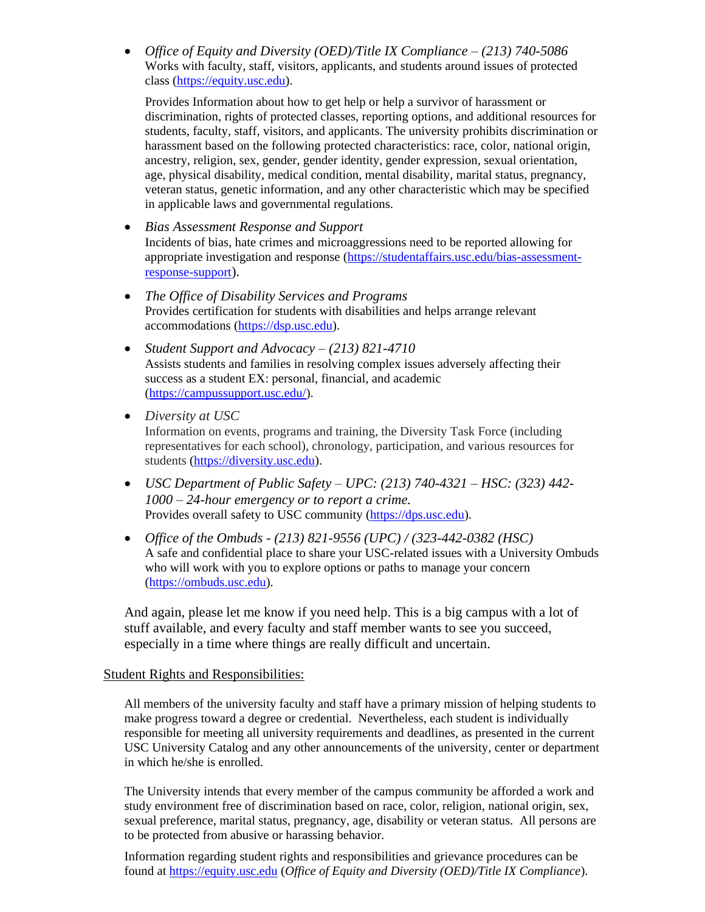- *Office of Equity and Diversity (OED)/Title IX Compliance – (213) 740-5086*
  Works with faculty, staff, visitors, applicants, and students around issues of protected class (https://equity.usc.edu).

  Provides Information about how to get help or help a survivor of harassment or discrimination, rights of protected classes, reporting options, and additional resources for students, faculty, staff, visitors, and applicants. The university prohibits discrimination or harassment based on the following protected characteristics: race, color, national origin, ancestry, religion, sex, gender, gender identity, gender expression, sexual orientation, age, physical disability, medical condition, mental disability, marital status, pregnancy, veteran status, genetic information, and any other characteristic which may be specified in applicable laws and governmental regulations.

- *Bias Assessment Response and Support*
  Incidents of bias, hate crimes and microaggressions need to be reported allowing for appropriate investigation and response (https://studentaffairs.usc.edu/bias-assessment-response-support).

- *The Office of Disability Services and Programs*
  Provides certification for students with disabilities and helps arrange relevant accommodations (https://dsp.usc.edu).

- *Student Support and Advocacy – (213) 821-4710*
  Assists students and families in resolving complex issues adversely affecting their success as a student EX: personal, financial, and academic (https://campussupport.usc.edu/).

- *Diversity at USC*
  Information on events, programs and training, the Diversity Task Force (including representatives for each school), chronology, participation, and various resources for students (https://diversity.usc.edu).

- *USC Department of Public Safety – UPC: (213) 740-4321 – HSC: (323) 442-1000 – 24-hour emergency or to report a crime.*
  Provides overall safety to USC community (https://dps.usc.edu).

- *Office of the Ombuds - (213) 821-9556 (UPC) / (323-442-0382 (HSC)*
  A safe and confidential place to share your USC-related issues with a University Ombuds who will work with you to explore options or paths to manage your concern (https://ombuds.usc.edu).

And again, please let me know if you need help. This is a big campus with a lot of stuff available, and every faculty and staff member wants to see you succeed, especially in a time where things are really difficult and uncertain.

## Student Rights and Responsibilities:

All members of the university faculty and staff have a primary mission of helping students to make progress toward a degree or credential. Nevertheless, each student is individually responsible for meeting all university requirements and deadlines, as presented in the current USC University Catalog and any other announcements of the university, center or department in which he/she is enrolled.

The University intends that every member of the campus community be afforded a work and study environment free of discrimination based on race, color, religion, national origin, sex, sexual preference, marital status, pregnancy, age, disability or veteran status. All persons are to be protected from abusive or harassing behavior.

Information regarding student rights and responsibilities and grievance procedures can be found at https://equity.usc.edu (*Office of Equity and Diversity (OED)/Title IX Compliance*).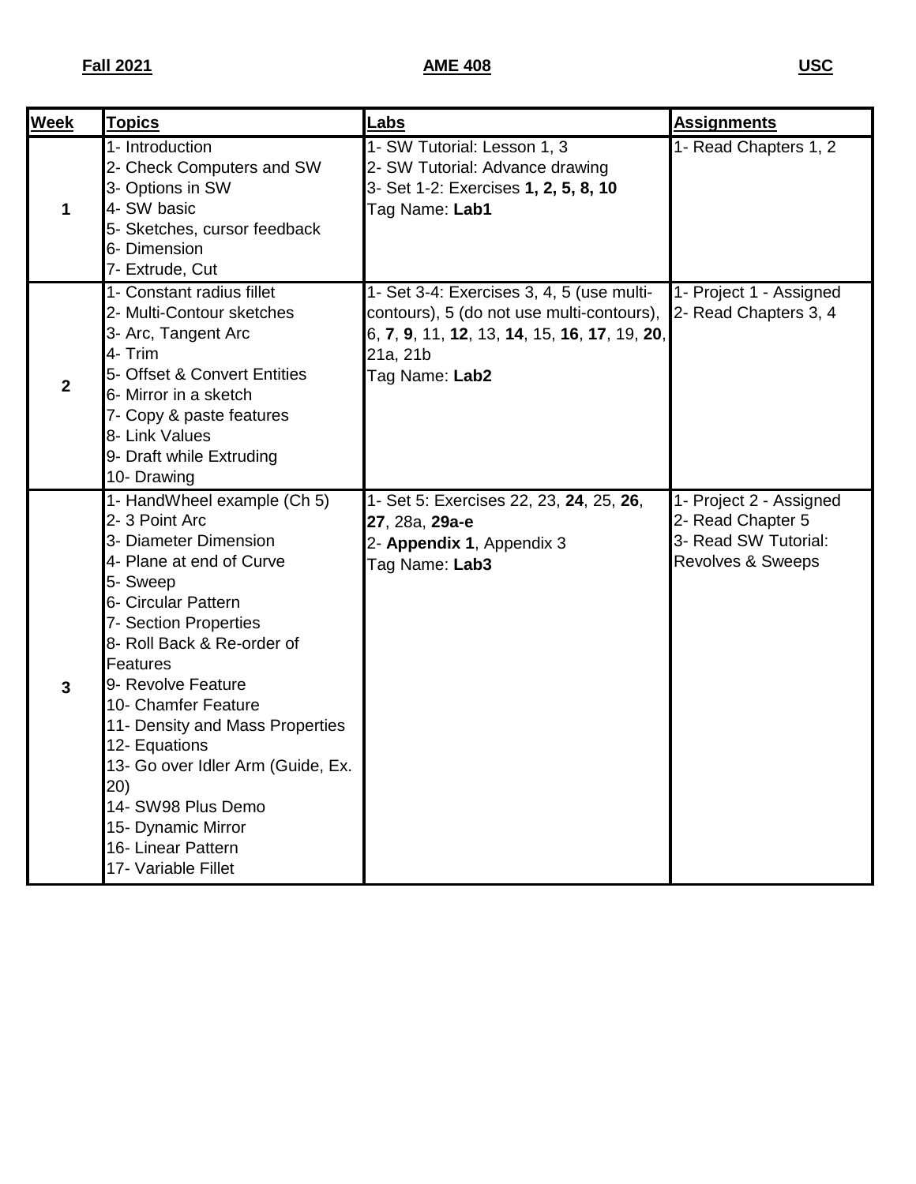**Fall 2021** **AME 408** **USC**

| **Week** | **Topics** | **Labs** | **Assignments** |
|---|---|---|---|
| **1** | 1- Introduction<br>2- Check Computers and SW<br>3- Options in SW<br>4- SW basic<br>5- Sketches, cursor feedback<br>6- Dimension<br>7- Extrude, Cut | 1- SW Tutorial: Lesson 1, 3<br>2- SW Tutorial: Advance drawing<br>3- Set 1-2: Exercises **1, 2, 5, 8, 10**<br>Tag Name: **Lab1** | 1- Read Chapters 1, 2 |
| **2** | 1- Constant radius fillet<br>2- Multi-Contour sketches<br>3- Arc, Tangent Arc<br>4- Trim<br>5- Offset & Convert Entities<br>6- Mirror in a sketch<br>7- Copy & paste features<br>8- Link Values<br>9- Draft while Extruding<br>10- Drawing | 1- Set 3-4: Exercises 3, 4, 5 (use multi-contours), 5 (do not use multi-contours), 6, **7**, **9**, 11, **12**, 13, **14**, 15, **16**, **17**, 19, **20**, 21a, 21b<br>Tag Name: **Lab2** | 1- Project 1 - Assigned<br>2- Read Chapters 3, 4 |
| **3** | 1- HandWheel example (Ch 5)<br>2- 3 Point Arc<br>3- Diameter Dimension<br>4- Plane at end of Curve<br>5- Sweep<br>6- Circular Pattern<br>7- Section Properties<br>8- Roll Back & Re-order of Features<br>9- Revolve Feature<br>10- Chamfer Feature<br>11- Density and Mass Properties<br>12- Equations<br>13- Go over Idler Arm (Guide, Ex. 20)<br>14- SW98 Plus Demo<br>15- Dynamic Mirror<br>16- Linear Pattern<br>17- Variable Fillet | 1- Set 5: Exercises 22, 23, **24**, 25, **26**, **27**, 28a, **29a-e**<br>2- **Appendix 1**, Appendix 3<br>Tag Name: **Lab3** | 1- Project 2 - Assigned<br>2- Read Chapter 5<br>3- Read SW Tutorial: Revolves & Sweeps |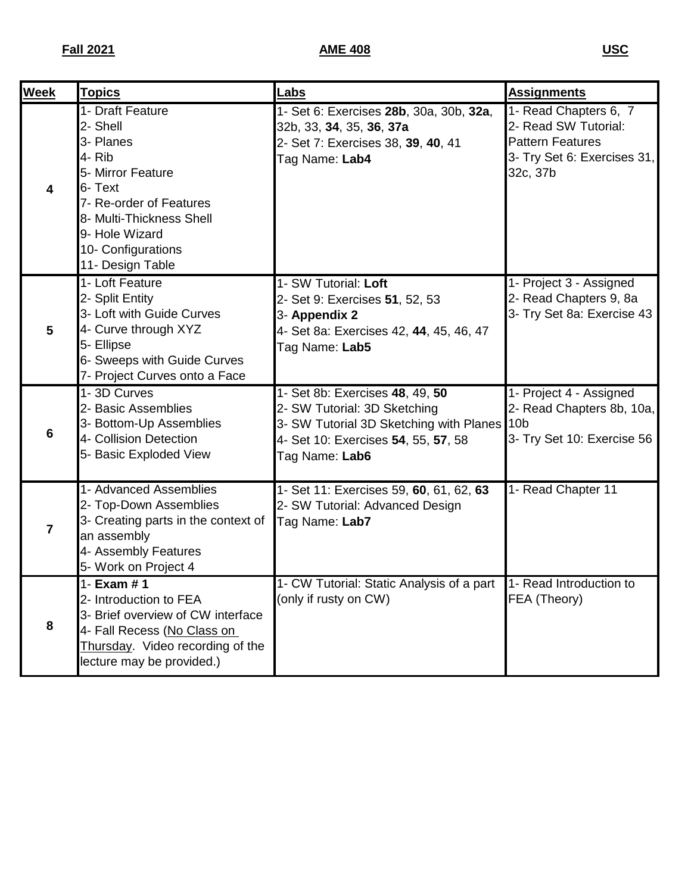**Fall 2021** **AME 408** **USC**

| Week | Topics | Labs | Assignments |
|---|---|---|---|
| **4** | 1- Draft Feature<br>2- Shell<br>3- Planes<br>4- Rib<br>5- Mirror Feature<br>6- Text<br>7- Re-order of Features<br>8- Multi-Thickness Shell<br>9- Hole Wizard<br>10- Configurations<br>11- Design Table | 1- Set 6: Exercises **28b**, 30a, 30b, **32a**, 32b, 33, **34**, 35, **36**, **37a**<br>2- Set 7: Exercises 38, **39**, **40**, 41<br>Tag Name: **Lab4** | 1- Read Chapters 6, 7<br>2- Read SW Tutorial: Pattern Features<br>3- Try Set 6: Exercises 31, 32c, 37b |
| **5** | 1- Loft Feature<br>2- Split Entity<br>3- Loft with Guide Curves<br>4- Curve through XYZ<br>5- Ellipse<br>6- Sweeps with Guide Curves<br>7- Project Curves onto a Face | 1- SW Tutorial: **Loft**<br>2- Set 9: Exercises **51**, 52, 53<br>3- **Appendix 2**<br>4- Set 8a: Exercises 42, **44**, 45, 46, 47<br>Tag Name: **Lab5** | 1- Project 3 - Assigned<br>2- Read Chapters 9, 8a<br>3- Try Set 8a: Exercise 43 |
| **6** | 1- 3D Curves<br>2- Basic Assemblies<br>3- Bottom-Up Assemblies<br>4- Collision Detection<br>5- Basic Exploded View | 1- Set 8b: Exercises **48**, 49, **50**<br>2- SW Tutorial: 3D Sketching<br>3- SW Tutorial 3D Sketching with Planes<br>4- Set 10: Exercises **54**, 55, **57**, 58<br>Tag Name: **Lab6** | 1- Project 4 - Assigned<br>2- Read Chapters 8b, 10a, 10b<br>3- Try Set 10: Exercise 56 |
| **7** | 1- Advanced Assemblies<br>2- Top-Down Assemblies<br>3- Creating parts in the context of an assembly<br>4- Assembly Features<br>5- Work on Project 4 | 1- Set 11: Exercises 59, **60**, 61, 62, **63**<br>2- SW Tutorial: Advanced Design<br>Tag Name: **Lab7** | 1- Read Chapter 11 |
| **8** | 1- **Exam # 1**<br>2- Introduction to FEA<br>3- Brief overview of CW interface<br>4- Fall Recess (<u>No Class on Thursday</u>. Video recording of the lecture may be provided.) | 1- CW Tutorial: Static Analysis of a part (only if rusty on CW) | 1- Read Introduction to FEA (Theory) |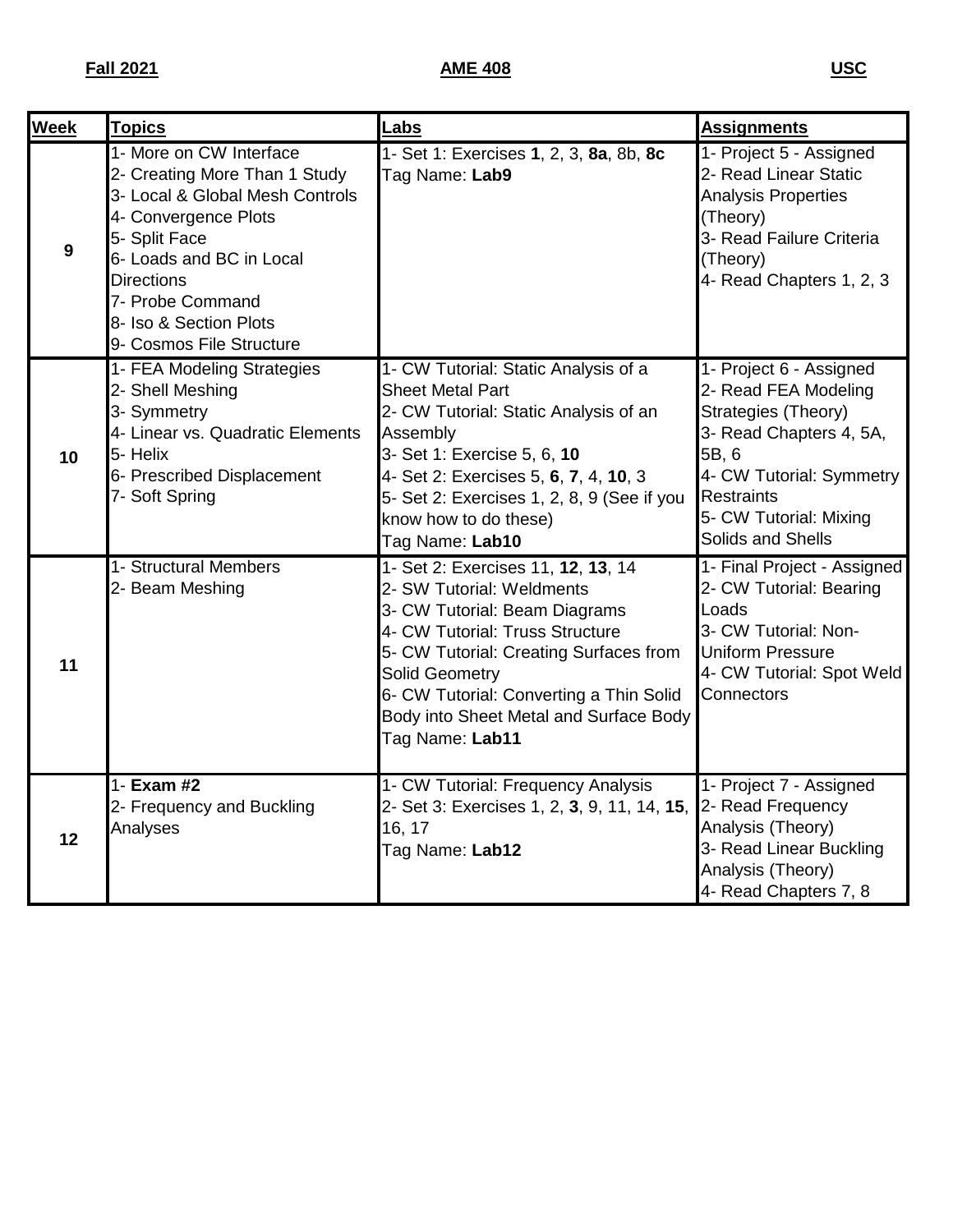**Fall 2021** **AME 408** **USC**

| **Week** | **Topics** | **Labs** | **Assignments** |
|---|---|---|---|
| 9 | 1- More on CW Interface<br>2- Creating More Than 1 Study<br>3- Local & Global Mesh Controls<br>4- Convergence Plots<br>5- Split Face<br>6- Loads and BC in Local Directions<br>7- Probe Command<br>8- Iso & Section Plots<br>9- Cosmos File Structure | 1- Set 1: Exercises **1**, 2, 3, **8a**, 8b, **8c**<br>Tag Name: **Lab9** | 1- Project 5 - Assigned<br>2- Read Linear Static Analysis Properties (Theory)<br>3- Read Failure Criteria (Theory)<br>4- Read Chapters 1, 2, 3 |
| 10 | 1- FEA Modeling Strategies<br>2- Shell Meshing<br>3- Symmetry<br>4- Linear vs. Quadratic Elements<br>5- Helix<br>6- Prescribed Displacement<br>7- Soft Spring | 1- CW Tutorial: Static Analysis of a Sheet Metal Part<br>2- CW Tutorial: Static Analysis of an Assembly<br>3- Set 1: Exercise 5, 6, **10**<br>4- Set 2: Exercises 5, **6**, **7**, 4, **10**, 3<br>5- Set 2: Exercises 1, 2, 8, 9 (See if you know how to do these)<br>Tag Name: **Lab10** | 1- Project 6 - Assigned<br>2- Read FEA Modeling Strategies (Theory)<br>3- Read Chapters 4, 5A, 5B, 6<br>4- CW Tutorial: Symmetry Restraints<br>5- CW Tutorial: Mixing Solids and Shells |
| 11 | 1- Structural Members<br>2- Beam Meshing | 1- Set 2: Exercises 11, **12**, **13**, 14<br>2- SW Tutorial: Weldments<br>3- CW Tutorial: Beam Diagrams<br>4- CW Tutorial: Truss Structure<br>5- CW Tutorial: Creating Surfaces from Solid Geometry<br>6- CW Tutorial: Converting a Thin Solid Body into Sheet Metal and Surface Body<br>Tag Name: **Lab11** | 1- Final Project - Assigned<br>2- CW Tutorial: Bearing Loads<br>3- CW Tutorial: Non-Uniform Pressure<br>4- CW Tutorial: Spot Weld Connectors |
| 12 | 1- **Exam #2**<br>2- Frequency and Buckling Analyses | 1- CW Tutorial: Frequency Analysis<br>2- Set 3: Exercises 1, 2, **3**, 9, 11, 14, **15**, 16, 17<br>Tag Name: **Lab12** | 1- Project 7 - Assigned<br>2- Read Frequency Analysis (Theory)<br>3- Read Linear Buckling Analysis (Theory)<br>4- Read Chapters 7, 8 |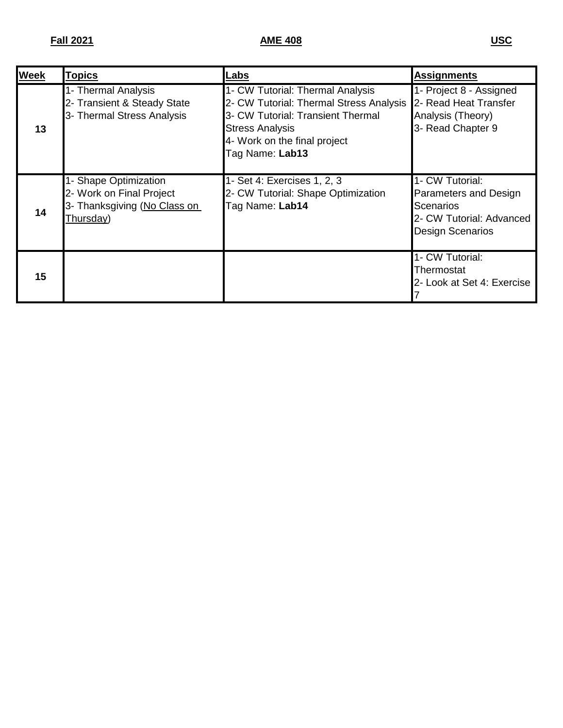| Week | Topics | Labs | Assignments |
| --- | --- | --- | --- |
| **13** | 1- Thermal Analysis<br>2- Transient & Steady State<br>3- Thermal Stress Analysis | 1- CW Tutorial: Thermal Analysis<br>2- CW Tutorial: Thermal Stress Analysis<br>3- CW Tutorial: Transient Thermal Stress Analysis<br>4- Work on the final project<br>Tag Name: **Lab13** | 1- Project 8 - Assigned<br>2- Read Heat Transfer Analysis (Theory)<br>3- Read Chapter 9 |
| **14** | 1- Shape Optimization<br>2- Work on Final Project<br>3- Thanksgiving (No Class on Thursday) | 1- Set 4: Exercises 1, 2, 3<br>2- CW Tutorial: Shape Optimization<br>Tag Name: **Lab14** | 1- CW Tutorial: Parameters and Design Scenarios<br>2- CW Tutorial: Advanced Design Scenarios |
| **15** | | | 1- CW Tutorial: Thermostat<br>2- Look at Set 4: Exercise 7 |